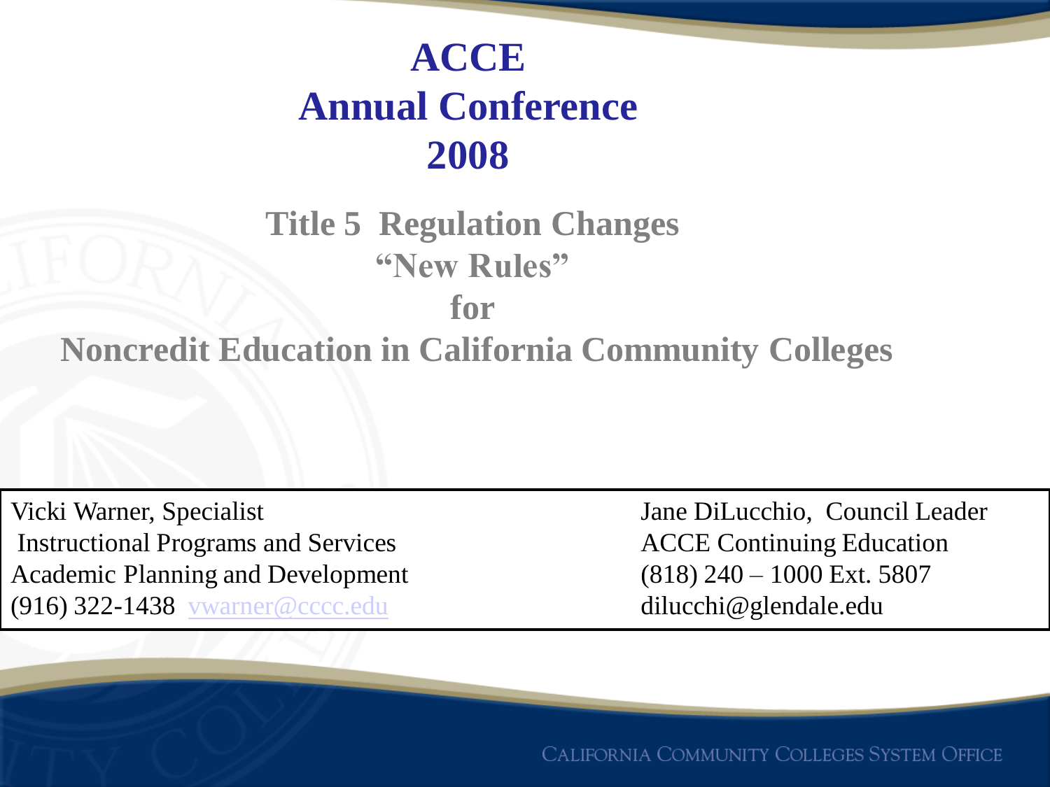# ACCE Annual Conference 2008

## Title 5 Regulation Changes "New Rules" for Noncredit Education in California Community Colleges

Vicki Warner, Specialist
Instructional Programs and Services
Academic Planning and Development
(916) 322-1438 vwarner@cccc.edu

Jane DiLucchio, Council Leader
ACCE Continuing Education
(818) 240 – 1000 Ext. 5807
dilucchi@glendale.edu

CALIFORNIA COMMUNITY COLLEGES SYSTEM OFFICE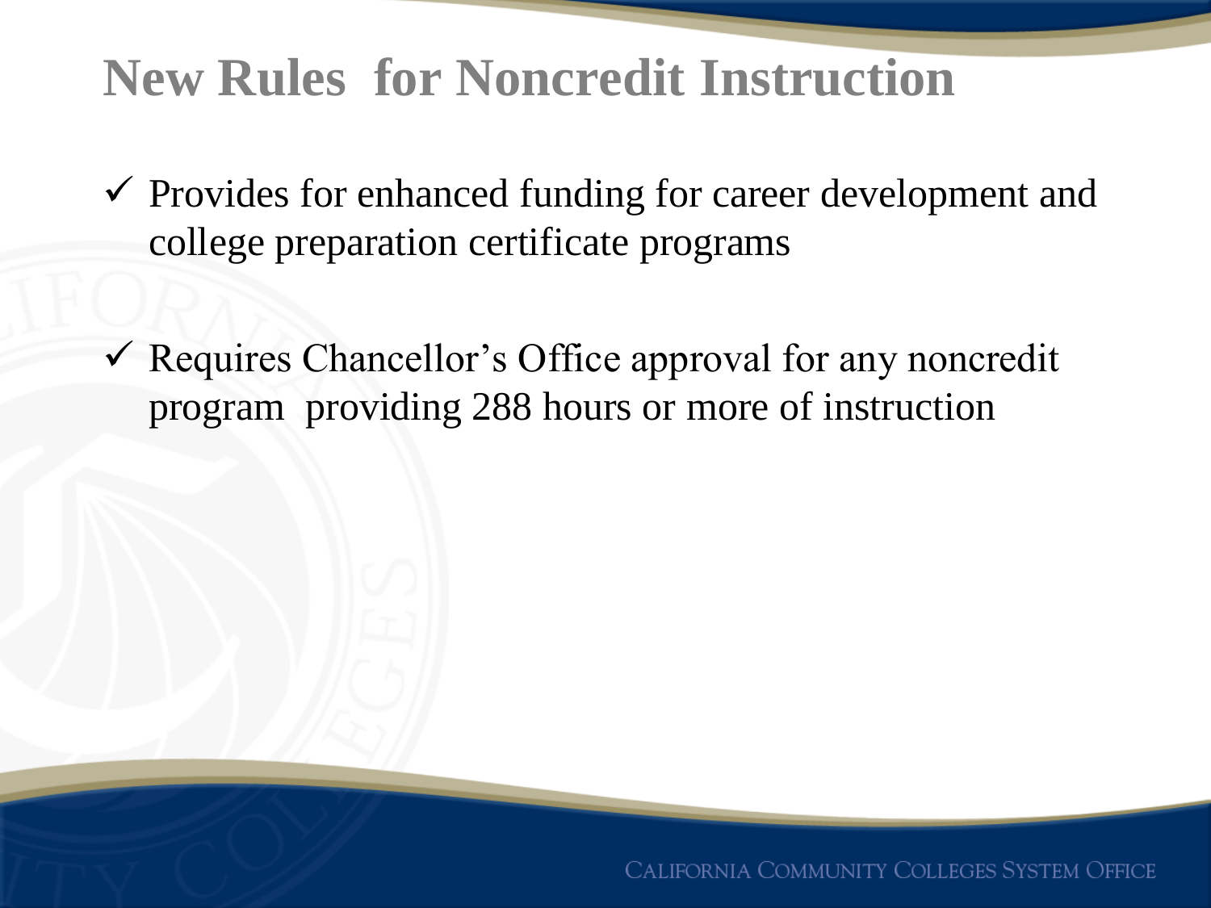# New Rules for Noncredit Instruction

- ✓ Provides for enhanced funding for career development and college preparation certificate programs
- ✓ Requires Chancellor's Office approval for any noncredit program providing 288 hours or more of instruction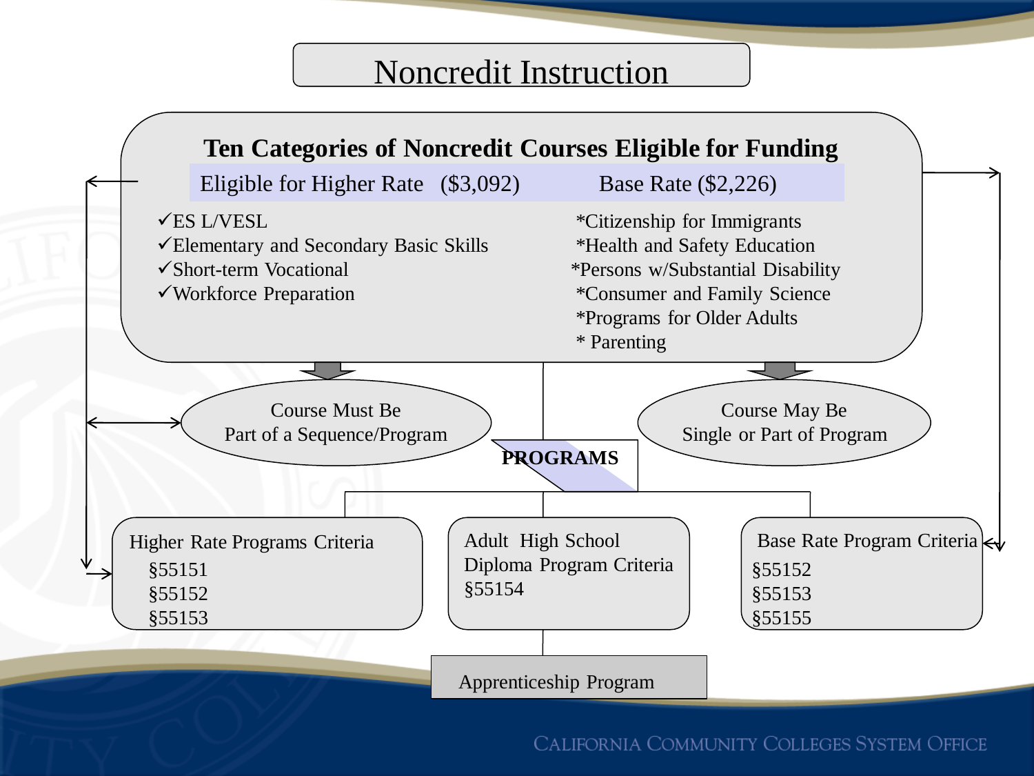# Noncredit Instruction

## Ten Categories of Noncredit Courses Eligible for Funding

| Eligible for Higher Rate ($3,092) | Base Rate ($2,226) |
| --- | --- |
| ✓ES L/VESL | *Citizenship for Immigrants |
| ✓Elementary and Secondary Basic Skills | *Health and Safety Education |
| ✓Short-term Vocational | *Persons w/Substantial Disability |
| ✓Workforce Preparation | *Consumer and Family Science |
| | *Programs for Older Adults |
| | * Parenting |

Course Must Be Part of a Sequence/Program

Course May Be Single or Part of Program

**PROGRAMS**

Higher Rate Programs Criteria
- §55151
- §55152
- §55153

Adult High School Diploma Program Criteria
- §55154

Base Rate Program Criteria
- §55152
- §55153
- §55155

Apprenticeship Program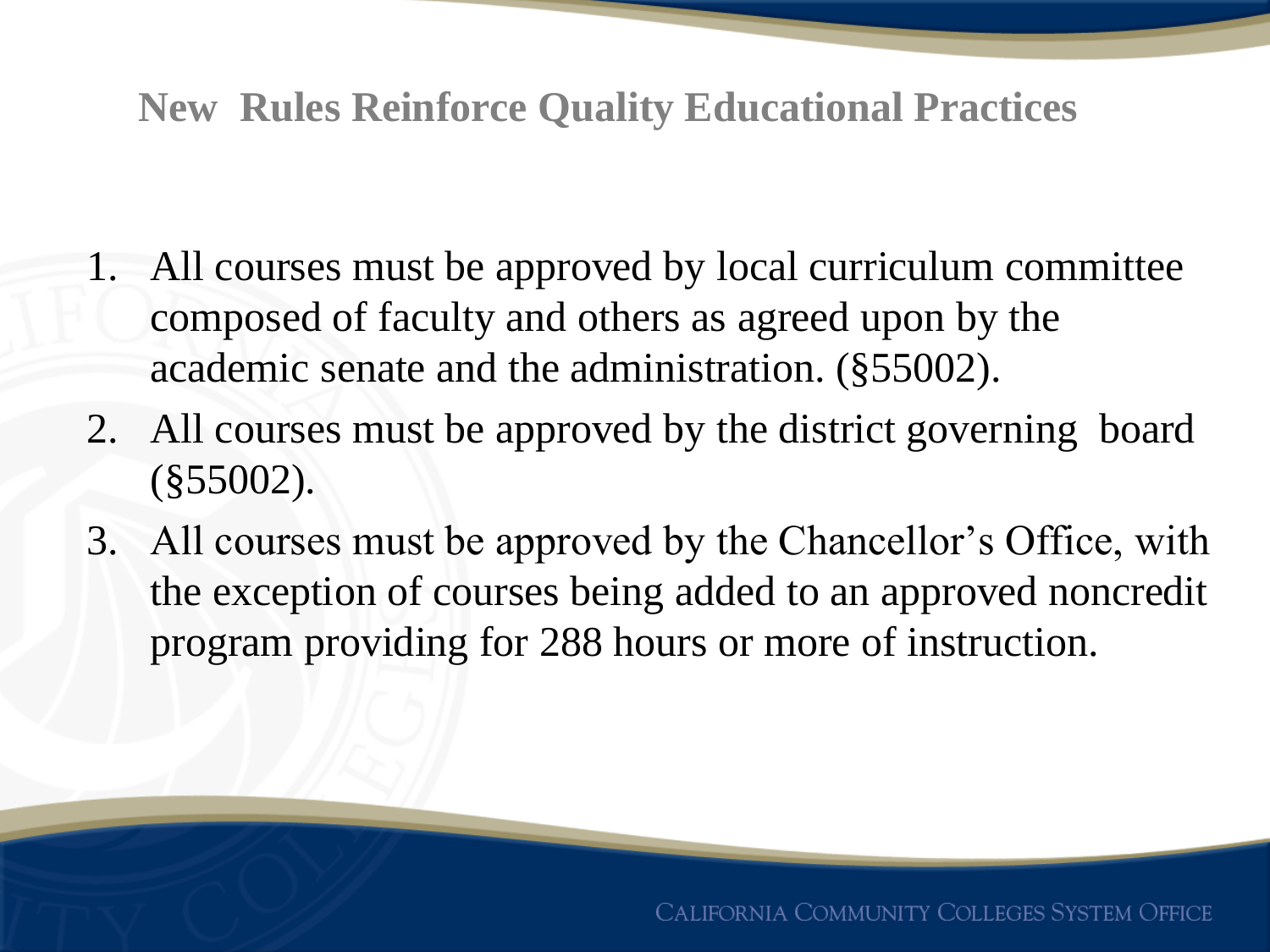## New Rules Reinforce Quality Educational Practices

1. All courses must be approved by local curriculum committee composed of faculty and others as agreed upon by the academic senate and the administration. (§55002).
2. All courses must be approved by the district governing board (§55002).
3. All courses must be approved by the Chancellor's Office, with the exception of courses being added to an approved noncredit program providing for 288 hours or more of instruction.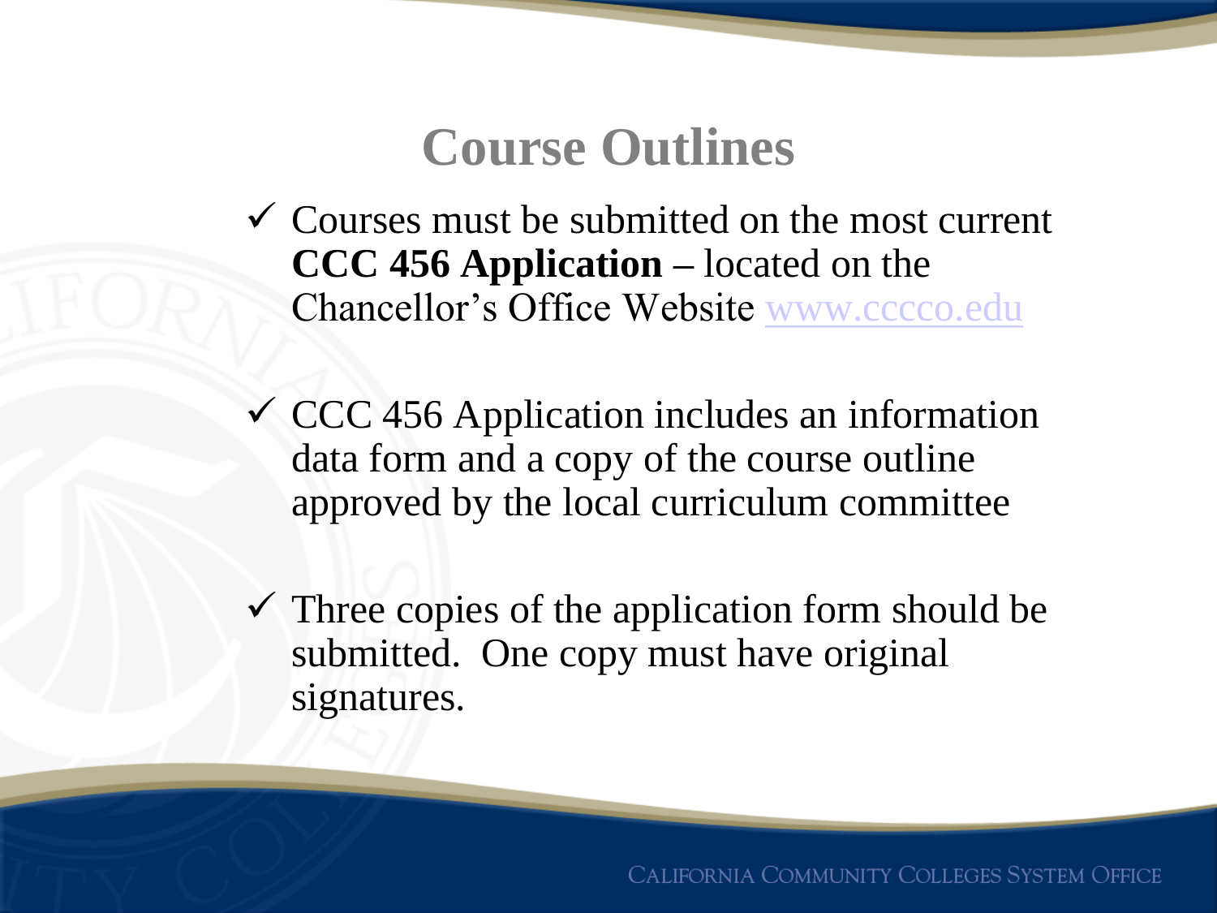# Course Outlines

- ✓ Courses must be submitted on the most current **CCC 456 Application –** located on the Chancellor's Office Website www.cccco.edu

- ✓ CCC 456 Application includes an information data form and a copy of the course outline approved by the local curriculum committee

- ✓ Three copies of the application form should be submitted. One copy must have original signatures.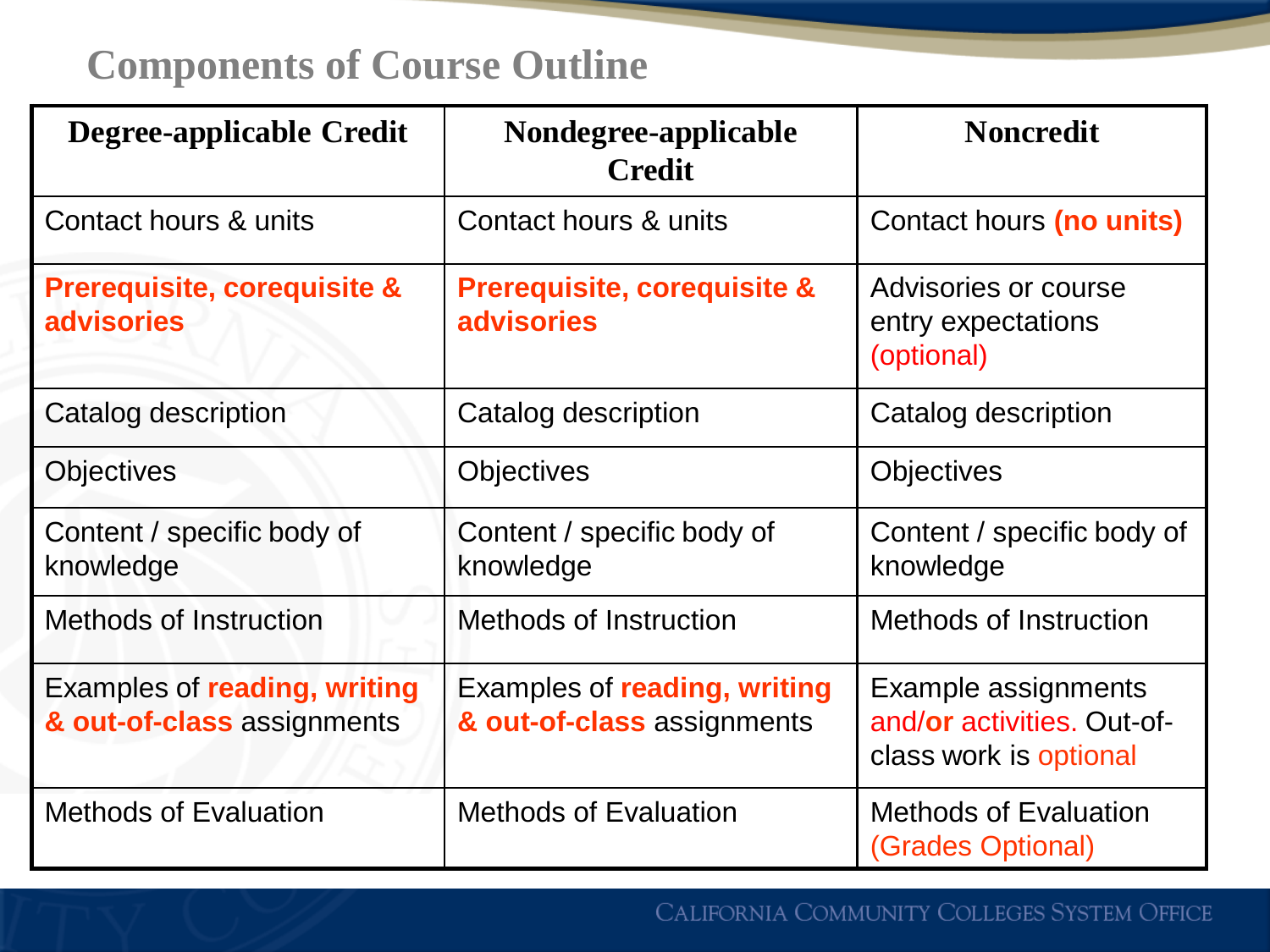# Components of Course Outline

| Degree-applicable Credit | Nondegree-applicable Credit | Noncredit |
|---|---|---|
| Contact hours & units | Contact hours & units | Contact hours **(no units)** |
| **Prerequisite, corequisite & advisories** | **Prerequisite, corequisite & advisories** | Advisories or course entry expectations (optional) |
| Catalog description | Catalog description | Catalog description |
| Objectives | Objectives | Objectives |
| Content / specific body of knowledge | Content / specific body of knowledge | Content / specific body of knowledge |
| Methods of Instruction | Methods of Instruction | Methods of Instruction |
| Examples of **reading, writing & out-of-class** assignments | Examples of **reading, writing & out-of-class** assignments | Example assignments and/**or** activities. Out-of-class work is optional |
| Methods of Evaluation | Methods of Evaluation | Methods of Evaluation (Grades Optional) |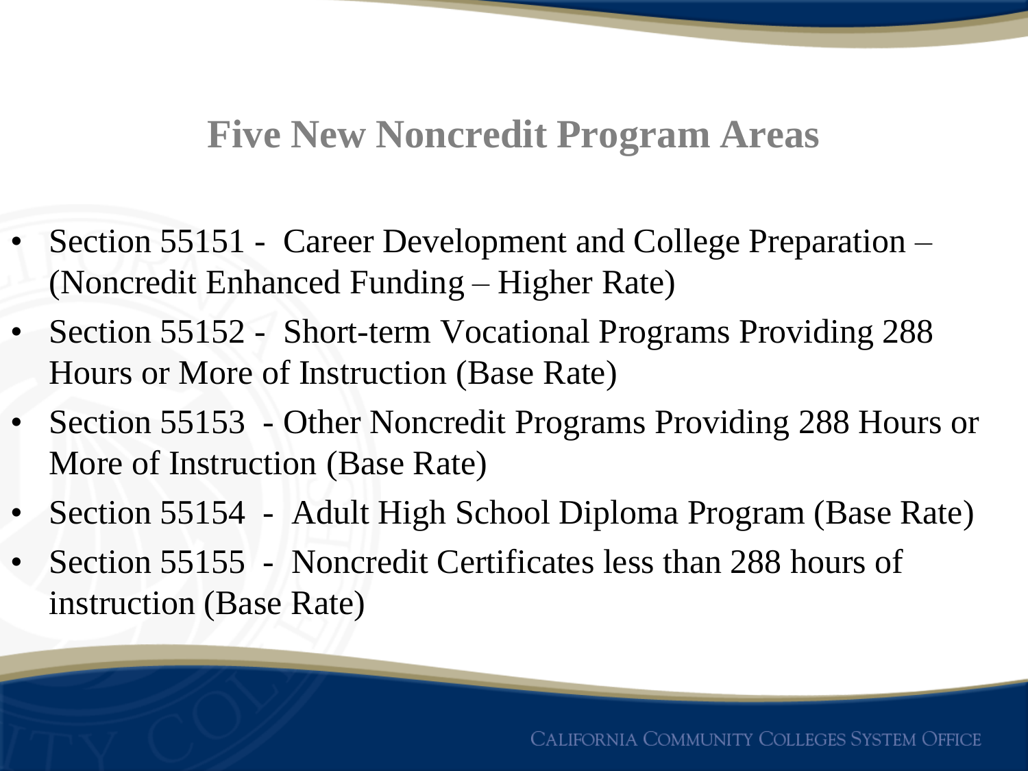# Five New Noncredit Program Areas

- Section 55151 - Career Development and College Preparation – (Noncredit Enhanced Funding – Higher Rate)
- Section 55152 - Short-term Vocational Programs Providing 288 Hours or More of Instruction (Base Rate)
- Section 55153 - Other Noncredit Programs Providing 288 Hours or More of Instruction (Base Rate)
- Section 55154 - Adult High School Diploma Program (Base Rate)
- Section 55155 - Noncredit Certificates less than 288 hours of instruction (Base Rate)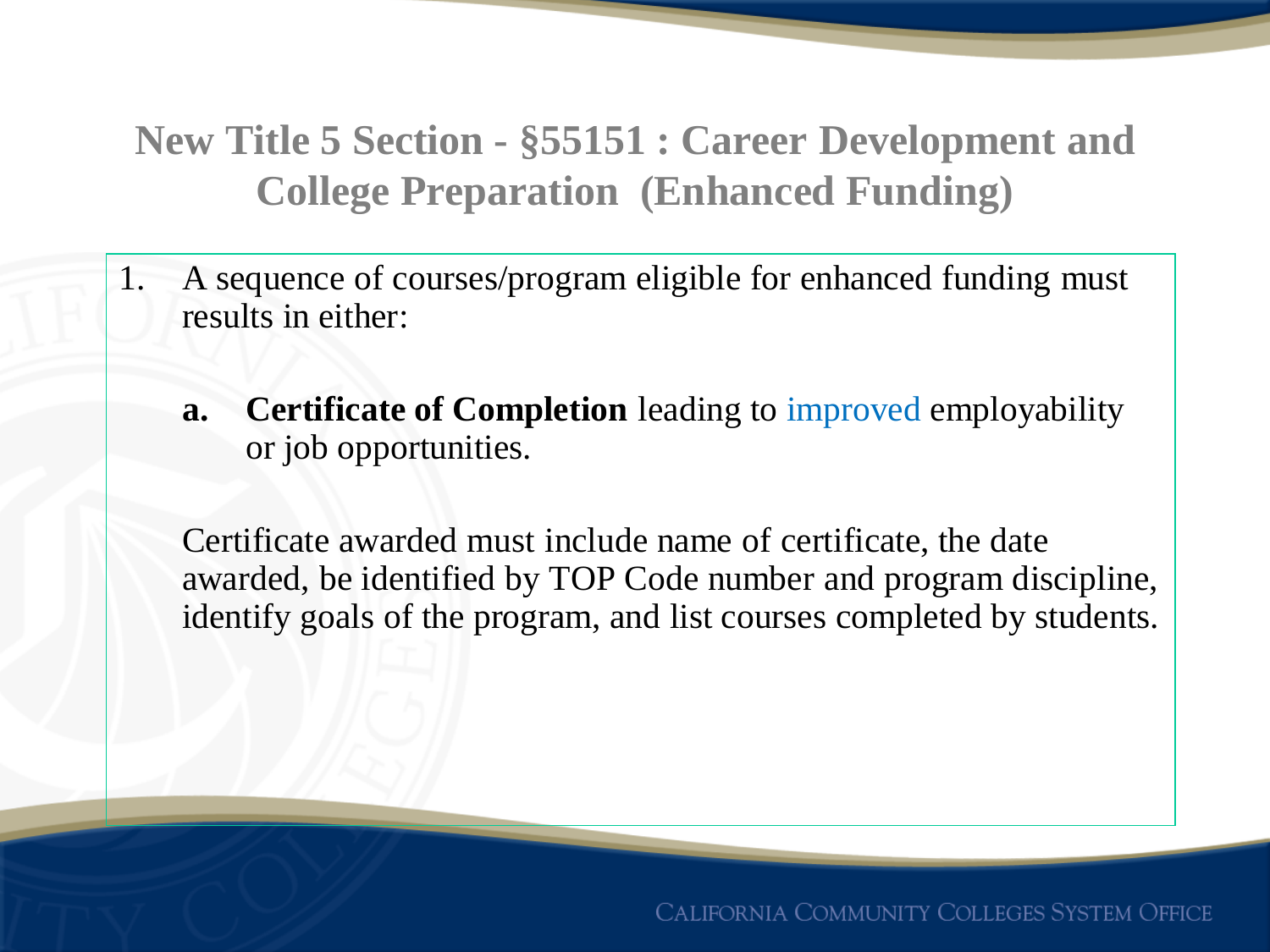# New Title 5 Section - §55151 : Career Development and College Preparation (Enhanced Funding)

1. A sequence of courses/program eligible for enhanced funding must results in either:

   **a.** **Certificate of Completion** leading to improved employability or job opportunities.

   Certificate awarded must include name of certificate, the date awarded, be identified by TOP Code number and program discipline, identify goals of the program, and list courses completed by students.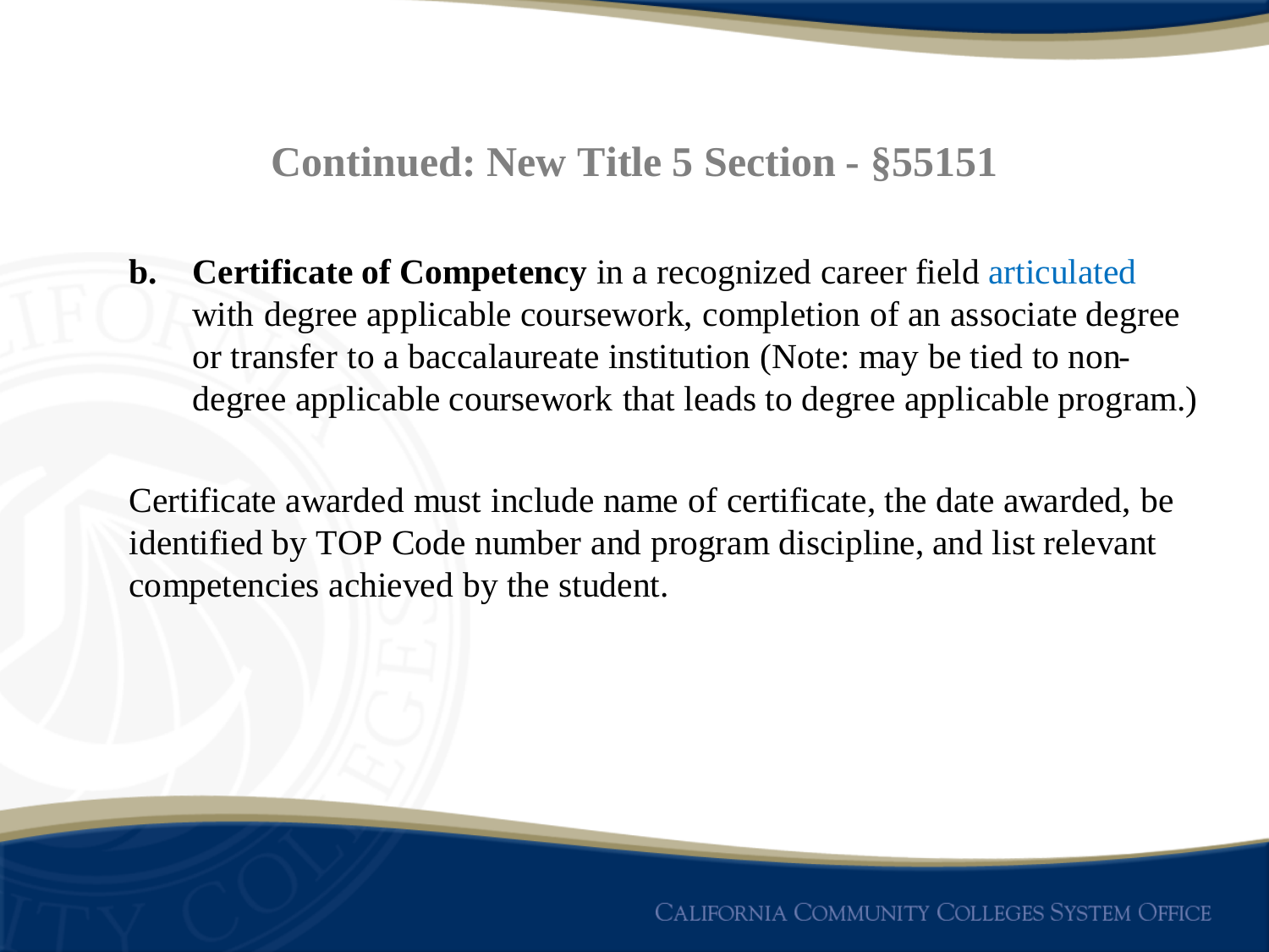## Continued: New Title 5 Section - §55151

b. **Certificate of Competency** in a recognized career field articulated with degree applicable coursework, completion of an associate degree or transfer to a baccalaureate institution (Note: may be tied to non-degree applicable coursework that leads to degree applicable program.)

Certificate awarded must include name of certificate, the date awarded, be identified by TOP Code number and program discipline, and list relevant competencies achieved by the student.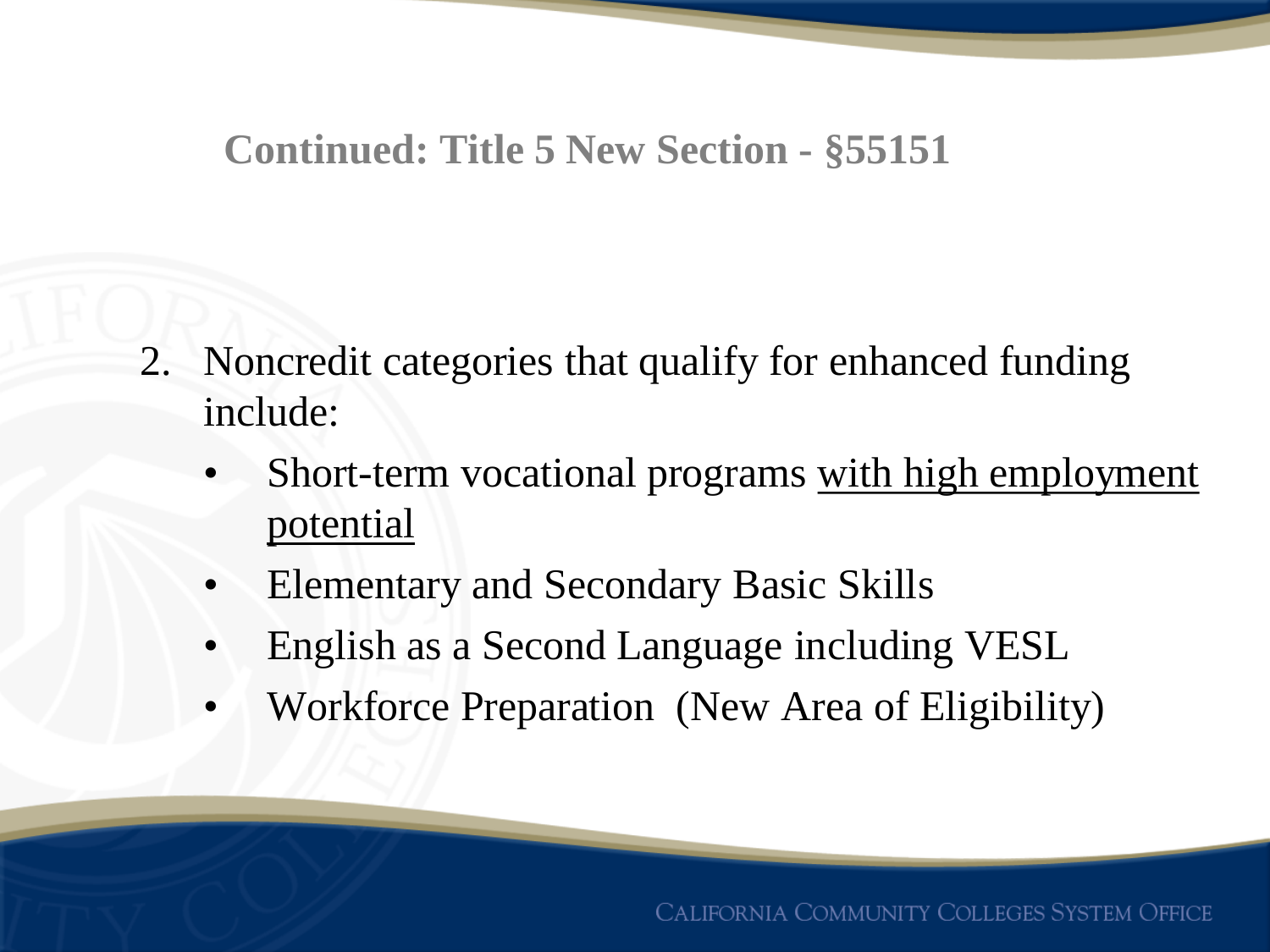## Continued: Title 5 New Section - §55151

2. Noncredit categories that qualify for enhanced funding include:
   - Short-term vocational programs <u>with high employment potential</u>
   - Elementary and Secondary Basic Skills
   - English as a Second Language including VESL
   - Workforce Preparation  (New Area of Eligibility)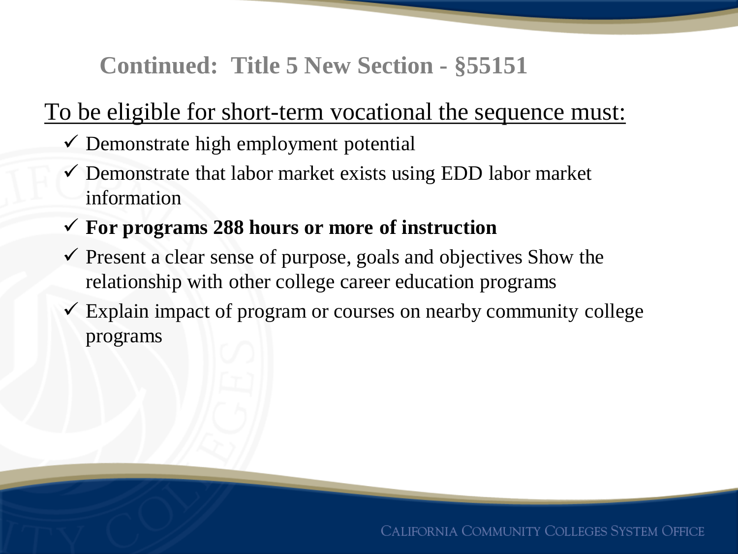## Continued: Title 5 New Section - §55151

To be eligible for short-term vocational the sequence must:

- ✓ Demonstrate high employment potential
- ✓ Demonstrate that labor market exists using EDD labor market information
- ✓ **For programs 288 hours or more of instruction**
- ✓ Present a clear sense of purpose, goals and objectives Show the relationship with other college career education programs
- ✓ Explain impact of program or courses on nearby community college programs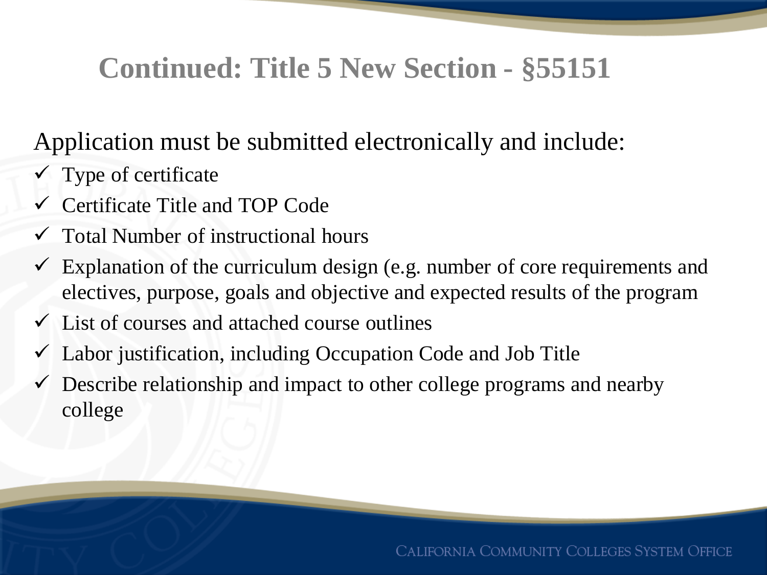## Continued: Title 5 New Section - §55151

Application must be submitted electronically and include:

- ✓ Type of certificate
- ✓ Certificate Title and TOP Code
- ✓ Total Number of instructional hours
- ✓ Explanation of the curriculum design (e.g. number of core requirements and electives, purpose, goals and objective and expected results of the program
- ✓ List of courses and attached course outlines
- ✓ Labor justification, including Occupation Code and Job Title
- ✓ Describe relationship and impact to other college programs and nearby college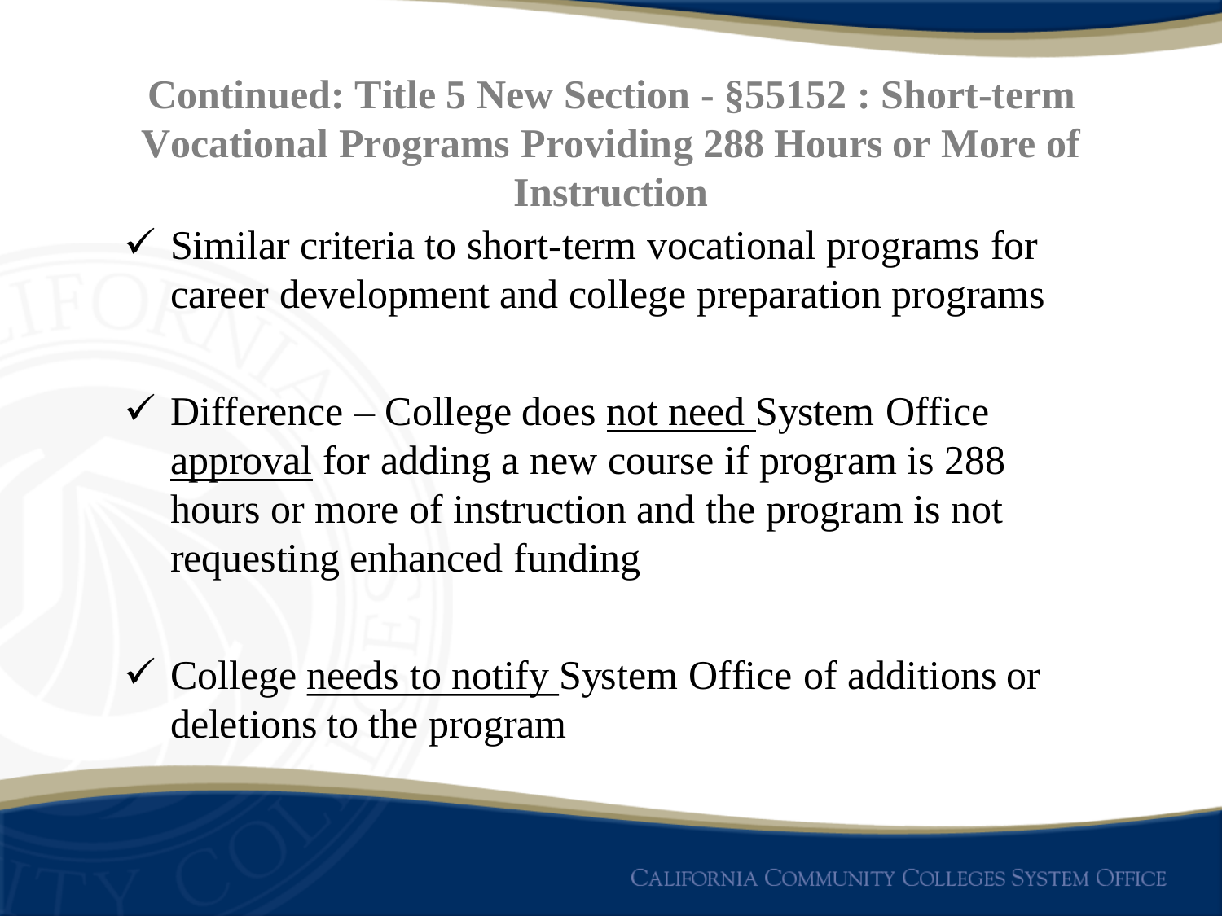## Continued: Title 5 New Section - §55152 : Short-term Vocational Programs Providing 288 Hours or More of Instruction

- ✓ Similar criteria to short-term vocational programs for career development and college preparation programs
- ✓ Difference – College does <u>not need</u> System Office <u>approval</u> for adding a new course if program is 288 hours or more of instruction and the program is not requesting enhanced funding
- ✓ College <u>needs to notify</u> System Office of additions or deletions to the program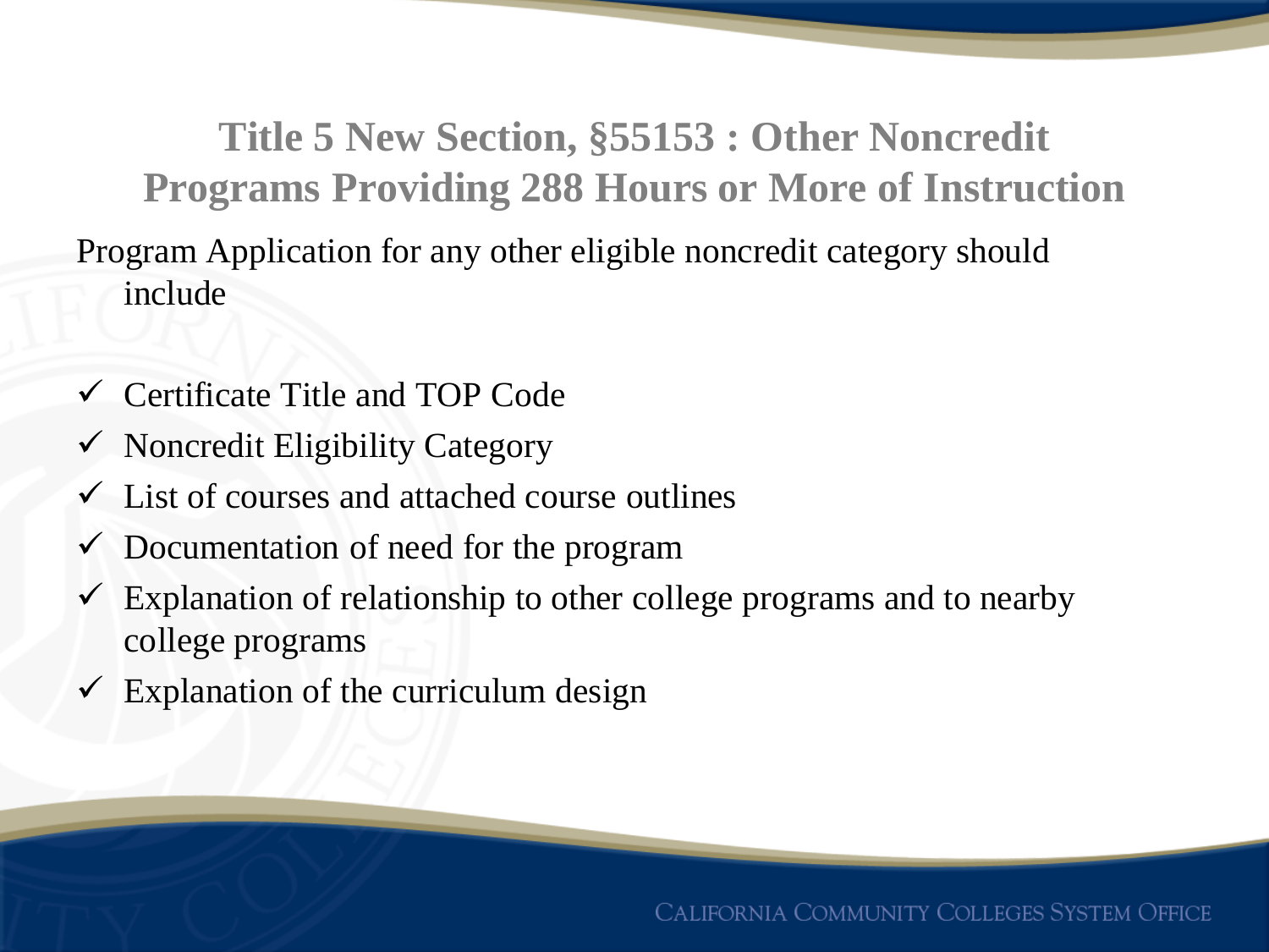# Title 5 New Section, §55153 : Other Noncredit Programs Providing 288 Hours or More of Instruction

Program Application for any other eligible noncredit category should include

- ✓ Certificate Title and TOP Code
- ✓ Noncredit Eligibility Category
- ✓ List of courses and attached course outlines
- ✓ Documentation of need for the program
- ✓ Explanation of relationship to other college programs and to nearby college programs
- ✓ Explanation of the curriculum design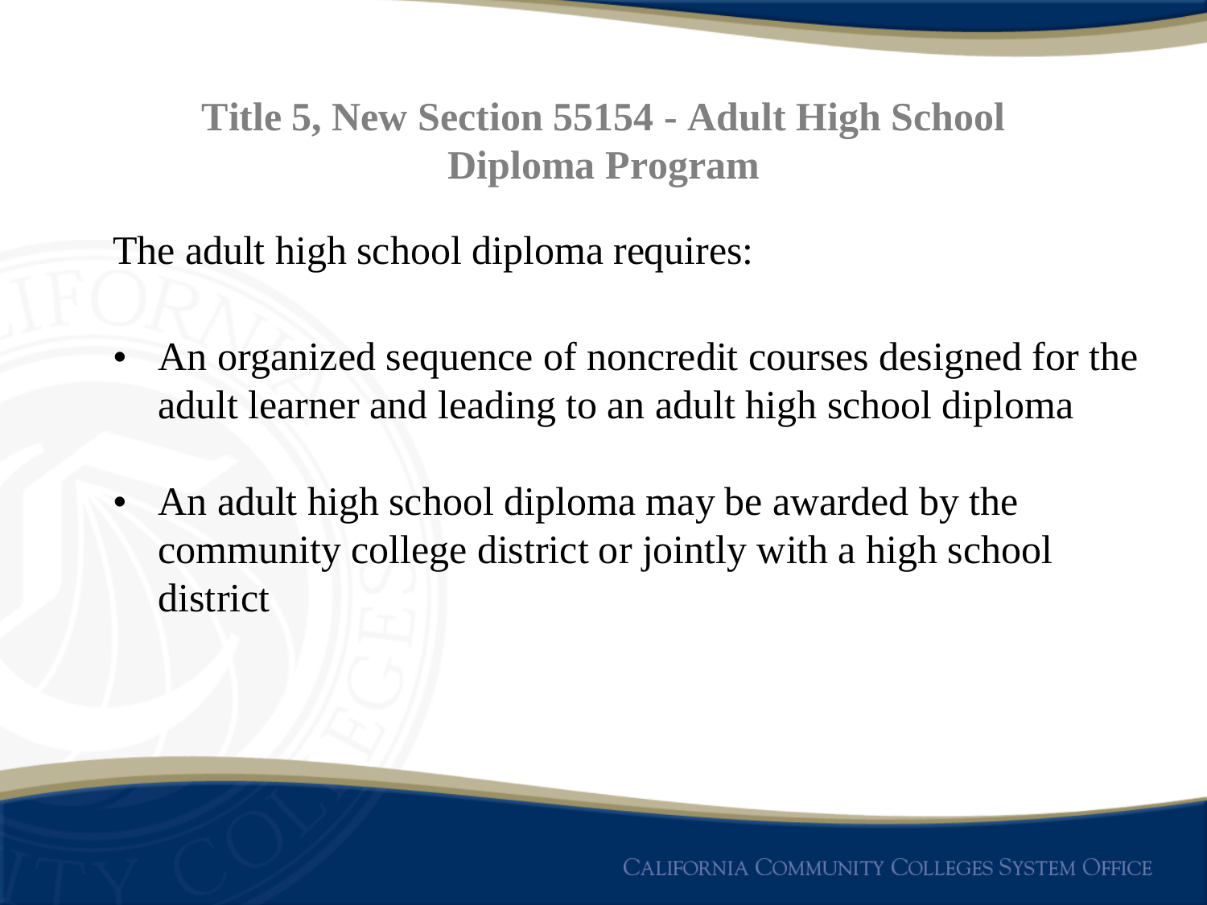## Title 5, New Section 55154 - Adult High School Diploma Program

The adult high school diploma requires:

- An organized sequence of noncredit courses designed for the adult learner and leading to an adult high school diploma
- An adult high school diploma may be awarded by the community college district or jointly with a high school district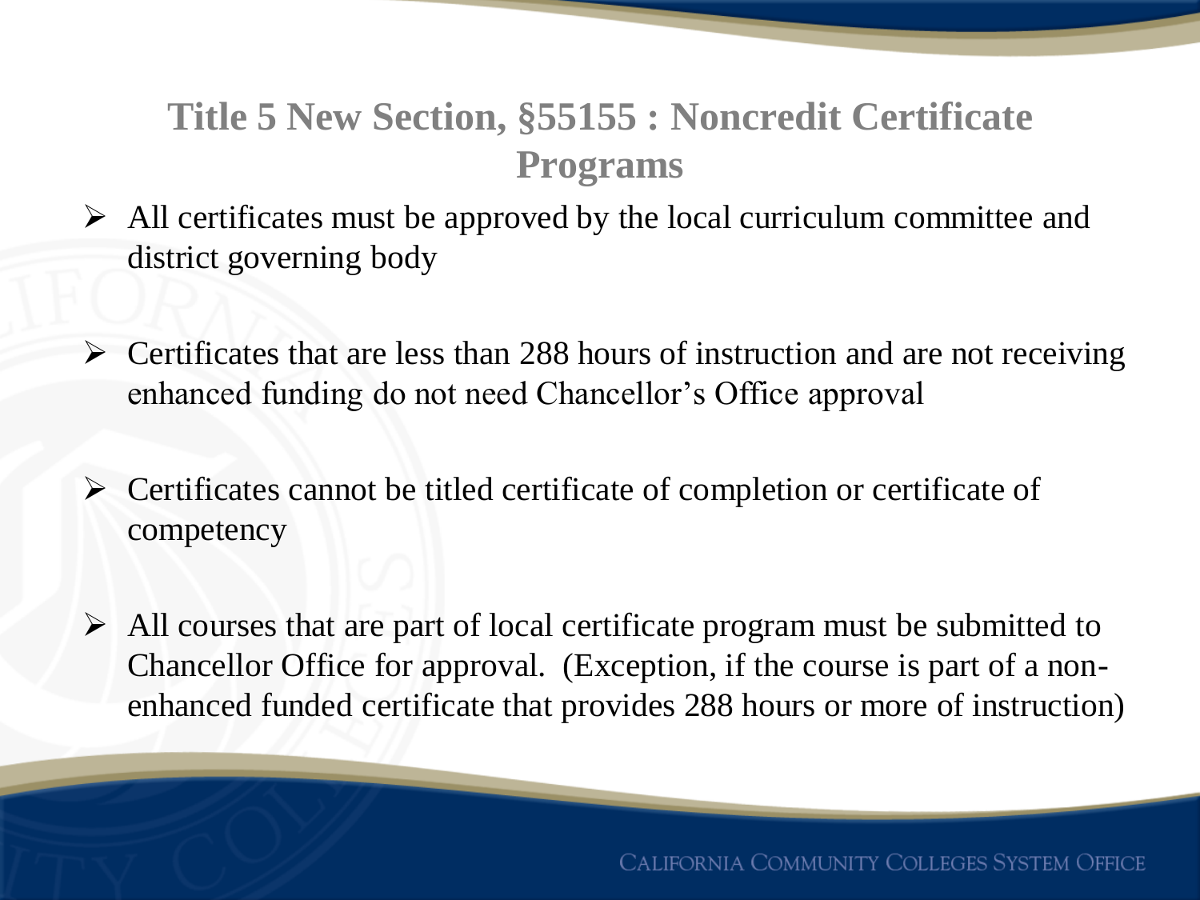# Title 5 New Section, §55155 : Noncredit Certificate Programs

- All certificates must be approved by the local curriculum committee and district governing body
- Certificates that are less than 288 hours of instruction and are not receiving enhanced funding do not need Chancellor's Office approval
- Certificates cannot be titled certificate of completion or certificate of competency
- All courses that are part of local certificate program must be submitted to Chancellor Office for approval. (Exception, if the course is part of a non-enhanced funded certificate that provides 288 hours or more of instruction)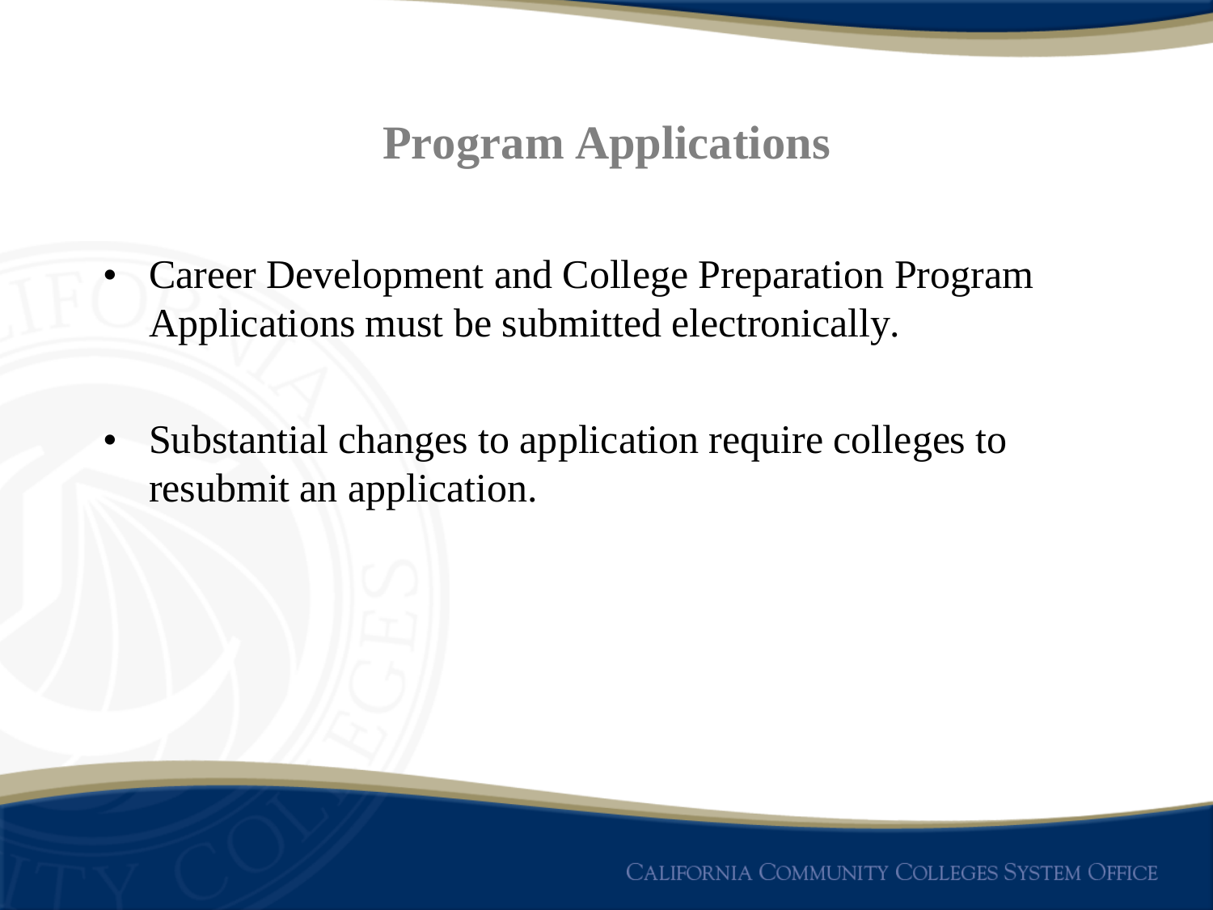# Program Applications

- Career Development and College Preparation Program Applications must be submitted electronically.
- Substantial changes to application require colleges to resubmit an application.